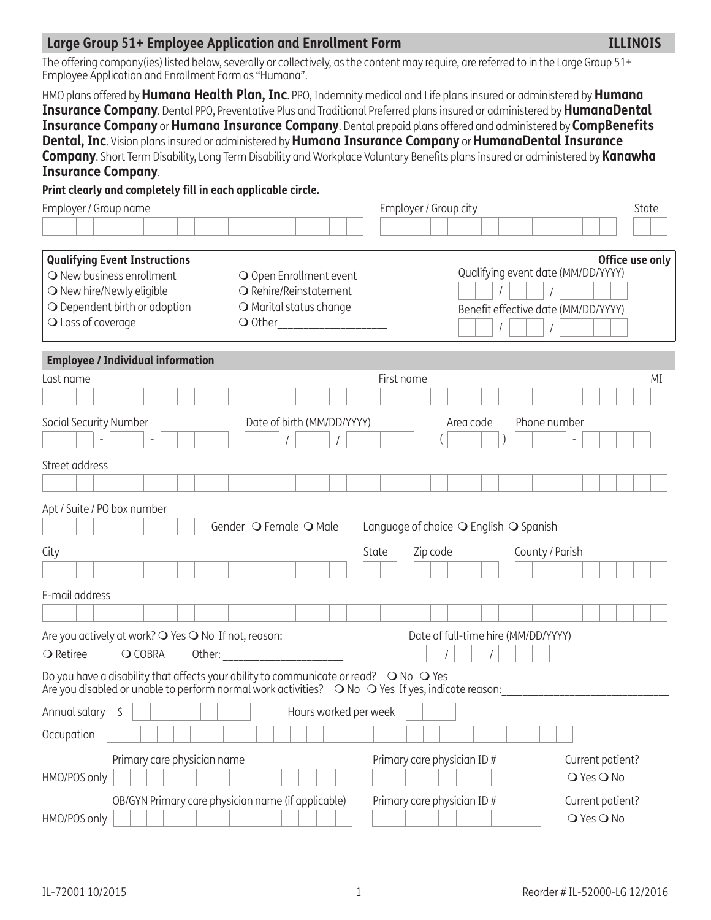## Large Group 51+ Employee Application and Enrollment Form — ILLINOIS

The offering company(ies) listed below, severally or collectively, as the content may require, are referred to in the Large Group 51+ Employee Application and Enrollment Form as "Humana".

HMO plans offered by **Humana Health Plan, Inc**. PPO, Indemnity medical and Life plans insured or administered by **Humana Insurance Company**. Dental PPO, Preventative Plus and Traditional Preferred plans insured or administered by **HumanaDental Insurance Company** or **Humana Insurance Company**. Dental prepaid plans offered and administered by **CompBenefits Dental, Inc**. Vision plans insured or administered by **Humana Insurance Company** or **HumanaDental Insurance Company**. Short Term Disability, Long Term Disability and Workplace Voluntary Benefits plans insured or administered by **Kanawha Insurance Company**.

**Print clearly and completely fill in each applicable circle.**

Employer / Group name ______________________ Employer / Group city ______________________ State ____

### Qualifying Event Instructions

- ❍ New business enrollment
- ❍ New hire/Newly eligible
- ❍ Dependent birth or adoption
- ❍ Loss of coverage
- ❍ Open Enrollment event
- ❍ Rehire/Reinstatement
- ❍ Marital status change
- ❍ Other____________________

**Office use only**

Qualifying event date (MM/DD/YYYY) ____/____/________

Benefit effective date (MM/DD/YYYY) ____/____/________

### Employee / Individual information

Last name ______________________ First name ______________________ MI ____

Social Security Number ____-____-____ Date of birth (MM/DD/YYYY) ____/____/________ Area code ( ____ ) Phone number ____-____

Street address ______________________

Apt / Suite / PO box number ____________ Gender ❍ Female ❍ Male Language of choice ❍ English ❍ Spanish

City ______________________ State ____ Zip code ________ County / Parish ________

E-mail address ______________________

Are you actively at work? ❍ Yes ❍ No If not, reason: ❍ Retiree ❍ COBRA Other: ____________________

Date of full-time hire (MM/DD/YYYY) ____/____/________

Do you have a disability that affects your ability to communicate or read? ❍ No ❍ Yes

Are you disabled or unable to perform normal work activities? ❍ No ❍ Yes If yes, indicate reason:______________________________

Annual salary $ ____________ Hours worked per week ____

Occupation ______________________

HMO/POS only — Primary care physician name ______________________ Primary care physician ID # ____________ Current patient? ❍ Yes ❍ No

HMO/POS only — OB/GYN Primary care physician name (if applicable) ______________________ Primary care physician ID # ____________ Current patient? ❍ Yes ❍ No

IL-72001 10/2015 Reorder # IL-52000-LG 12/2016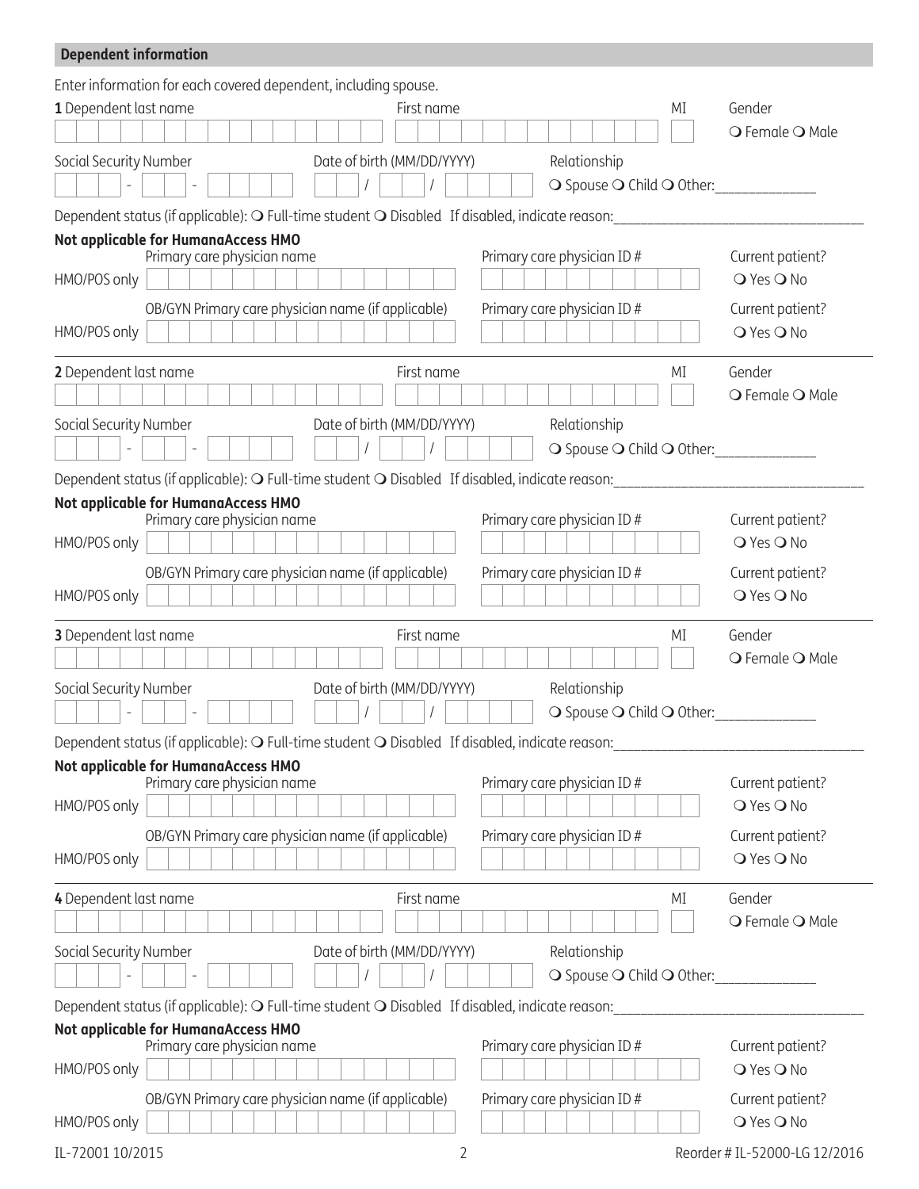## Dependent information

Enter information for each covered dependent, including spouse.

**1** Dependent last name ______ First name ______ MI ___ Gender ❍ Female ❍ Male

Social Security Number ___ - __ - ____ Date of birth (MM/DD/YYYY) __ / __ / ____ Relationship ❍ Spouse ❍ Child ❍ Other:______________

Dependent status (if applicable): ❍ Full-time student ❍ Disabled If disabled, indicate reason:__________________________________

**Not applicable for HumanaAccess HMO**

| | Primary care physician name | Primary care physician ID # | Current patient? |
|---|---|---|---|
| HMO/POS only | | | ❍ Yes ❍ No |
| | **OB/GYN Primary care physician name (if applicable)** | **Primary care physician ID #** | **Current patient?** |
| HMO/POS only | | | ❍ Yes ❍ No |

**2** Dependent last name ______ First name ______ MI ___ Gender ❍ Female ❍ Male

Social Security Number ___ - __ - ____ Date of birth (MM/DD/YYYY) __ / __ / ____ Relationship ❍ Spouse ❍ Child ❍ Other:______________

Dependent status (if applicable): ❍ Full-time student ❍ Disabled If disabled, indicate reason:__________________________________

**Not applicable for HumanaAccess HMO**

| | Primary care physician name | Primary care physician ID # | Current patient? |
|---|---|---|---|
| HMO/POS only | | | ❍ Yes ❍ No |
| | **OB/GYN Primary care physician name (if applicable)** | **Primary care physician ID #** | **Current patient?** |
| HMO/POS only | | | ❍ Yes ❍ No |

**3** Dependent last name ______ First name ______ MI ___ Gender ❍ Female ❍ Male

Social Security Number ___ - __ - ____ Date of birth (MM/DD/YYYY) __ / __ / ____ Relationship ❍ Spouse ❍ Child ❍ Other:______________

Dependent status (if applicable): ❍ Full-time student ❍ Disabled If disabled, indicate reason:__________________________________

**Not applicable for HumanaAccess HMO**

| | Primary care physician name | Primary care physician ID # | Current patient? |
|---|---|---|---|
| HMO/POS only | | | ❍ Yes ❍ No |
| | **OB/GYN Primary care physician name (if applicable)** | **Primary care physician ID #** | **Current patient?** |
| HMO/POS only | | | ❍ Yes ❍ No |

**4** Dependent last name ______ First name ______ MI ___ Gender ❍ Female ❍ Male

Social Security Number ___ - __ - ____ Date of birth (MM/DD/YYYY) __ / __ / ____ Relationship ❍ Spouse ❍ Child ❍ Other:______________

Dependent status (if applicable): ❍ Full-time student ❍ Disabled If disabled, indicate reason:__________________________________

**Not applicable for HumanaAccess HMO**

| | Primary care physician name | Primary care physician ID # | Current patient? |
|---|---|---|---|
| HMO/POS only | | | ❍ Yes ❍ No |
| | **OB/GYN Primary care physician name (if applicable)** | **Primary care physician ID #** | **Current patient?** |
| HMO/POS only | | | ❍ Yes ❍ No |

IL-72001 10/2015 Reorder # IL-52000-LG 12/2016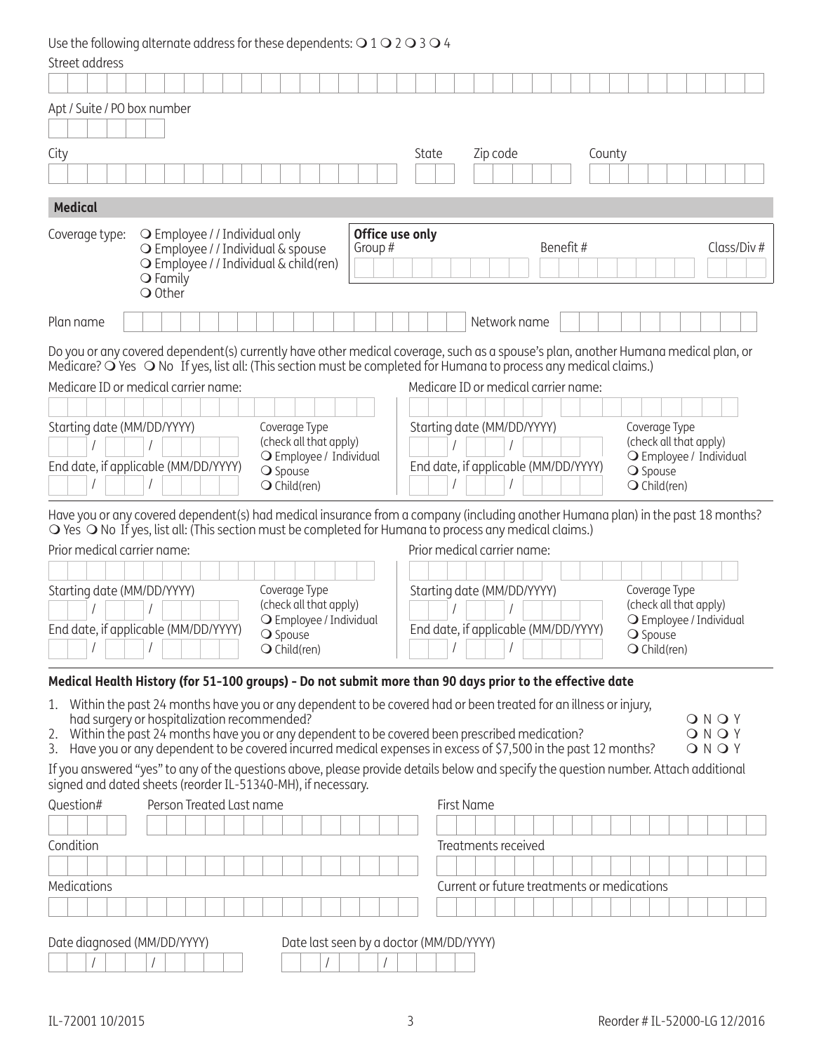Use the following alternate address for these dependents: ❍ 1 ❍ 2 ❍ 3 ❍ 4

Street address

Apt / Suite / PO box number

City | State | Zip code | County

## Medical

Coverage type:
- ❍ Employee / / Individual only
- ❍ Employee / / Individual & spouse
- ❍ Employee / / Individual & child(ren)
- ❍ Family
- ❍ Other

**Office use only**

Group # | Benefit # | Class/Div #

Plan name | Network name

Do you or any covered dependent(s) currently have other medical coverage, such as a spouse's plan, another Humana medical plan, or Medicare? ❍ Yes ❍ No If yes, list all: (This section must be completed for Humana to process any medical claims.)

Medicare ID or medical carrier name:

Starting date (MM/DD/YYYY)

End date, if applicable (MM/DD/YYYY)

Coverage Type (check all that apply)
- ❍ Employee / Individual
- ❍ Spouse
- ❍ Child(ren)

Medicare ID or medical carrier name:

Starting date (MM/DD/YYYY)

End date, if applicable (MM/DD/YYYY)

Coverage Type (check all that apply)
- ❍ Employee / Individual
- ❍ Spouse
- ❍ Child(ren)

Have you or any covered dependent(s) had medical insurance from a company (including another Humana plan) in the past 18 months? ❍ Yes ❍ No If yes, list all: (This section must be completed for Humana to process any medical claims.)

Prior medical carrier name:

Starting date (MM/DD/YYYY)

End date, if applicable (MM/DD/YYYY)

Coverage Type (check all that apply)
- ❍ Employee / Individual
- ❍ Spouse
- ❍ Child(ren)

Prior medical carrier name:

Starting date (MM/DD/YYYY)

End date, if applicable (MM/DD/YYYY)

Coverage Type (check all that apply)
- ❍ Employee / Individual
- ❍ Spouse
- ❍ Child(ren)

**Medical Health History (for 51-100 groups) - Do not submit more than 90 days prior to the effective date**

1. Within the past 24 months have you or any dependent to be covered had or been treated for an illness or injury, had surgery or hospitalization recommended? ❍ N ❍ Y
2. Within the past 24 months have you or any dependent to be covered been prescribed medication? ❍ N ❍ Y
3. Have you or any dependent to be covered incurred medical expenses in excess of $7,500 in the past 12 months? ❍ N ❍ Y

If you answered "yes" to any of the questions above, please provide details below and specify the question number. Attach additional signed and dated sheets (reorder IL-51340-MH), if necessary.

Question# | Person Treated Last name | First Name

Condition | Treatments received

Medications | Current or future treatments or medications

Date diagnosed (MM/DD/YYYY) | Date last seen by a doctor (MM/DD/YYYY)

IL-72001 10/2015 Reorder # IL-52000-LG 12/2016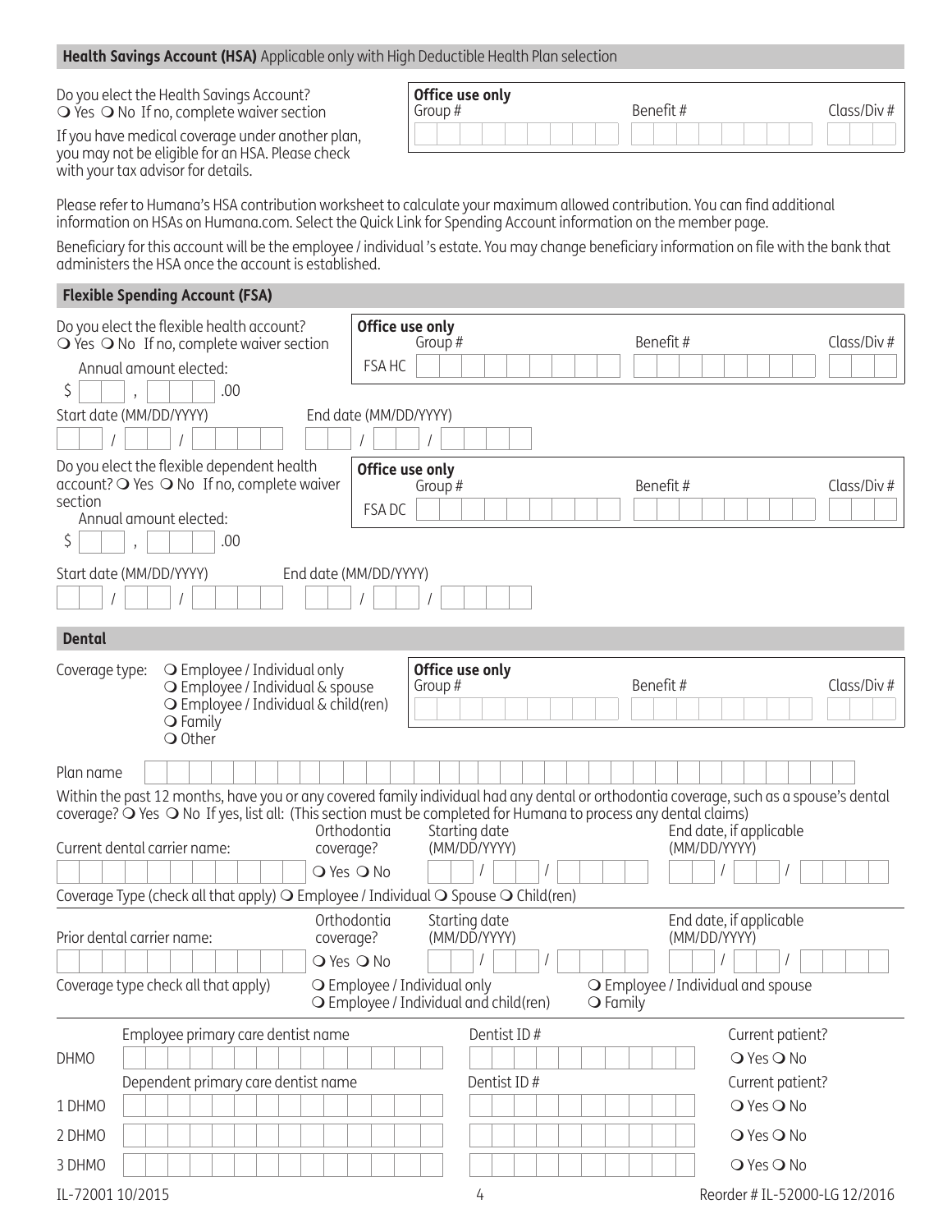## Health Savings Account (HSA) Applicable only with High Deductible Health Plan selection

Do you elect the Health Savings Account?
❍ Yes ❍ No If no, complete waiver section

If you have medical coverage under another plan, you may not be eligible for an HSA. Please check with your tax advisor for details.

**Office use only**

| Group # | Benefit # | Class/Div # |
|---|---|---|
| | | |

Please refer to Humana's HSA contribution worksheet to calculate your maximum allowed contribution. You can find additional information on HSAs on Humana.com. Select the Quick Link for Spending Account information on the member page.

Beneficiary for this account will be the employee / individual 's estate. You may change beneficiary information on file with the bank that administers the HSA once the account is established.

## Flexible Spending Account (FSA)

Do you elect the flexible health account?
❍ Yes ❍ No If no, complete waiver section

Annual amount elected:

$ ___ , ___ .00

**Office use only**

| | Group # | Benefit # | Class/Div # |
|---|---|---|---|
| FSA HC | | | |

Start date (MM/DD/YYYY) ___ / ___ / ______

End date (MM/DD/YYYY) ___ / ___ / ______

Do you elect the flexible dependent health account? ❍ Yes ❍ No If no, complete waiver section

Annual amount elected:

$ ___ , ___ .00

**Office use only**

| | Group # | Benefit # | Class/Div # |
|---|---|---|---|
| FSA DC | | | |

Start date (MM/DD/YYYY) ___ / ___ / ______

End date (MM/DD/YYYY) ___ / ___ / ______

## Dental

Coverage type:
❍ Employee / Individual only
❍ Employee / Individual & spouse
❍ Employee / Individual & child(ren)
❍ Family
❍ Other

**Office use only**

| Group # | Benefit # | Class/Div # |
|---|---|---|
| | | |

Plan name ______________________

Within the past 12 months, have you or any covered family individual had any dental or orthodontia coverage, such as a spouse's dental coverage? ❍ Yes ❍ No If yes, list all: (This section must be completed for Humana to process any dental claims)

| Current dental carrier name: | Orthodontia coverage? | Starting date (MM/DD/YYYY) | End date, if applicable (MM/DD/YYYY) |
|---|---|---|---|
| | ❍ Yes ❍ No | / / | / / |

Coverage Type (check all that apply) ❍ Employee / Individual ❍ Spouse ❍ Child(ren)

| Prior dental carrier name: | Orthodontia coverage? | Starting date (MM/DD/YYYY) | End date, if applicable (MM/DD/YYYY) |
|---|---|---|---|
| | ❍ Yes ❍ No | / / | / / |

Coverage type check all that apply) ❍ Employee / Individual only ❍ Employee / Individual and spouse ❍ Employee / Individual and child(ren) ❍ Family

| | Employee primary care dentist name | Dentist ID # | Current patient? |
|---|---|---|---|
| DHMO | | | ❍ Yes ❍ No |
| | **Dependent primary care dentist name** | **Dentist ID #** | **Current patient?** |
| 1 DHMO | | | ❍ Yes ❍ No |
| 2 DHMO | | | ❍ Yes ❍ No |
| 3 DHMO | | | ❍ Yes ❍ No |

IL-72001 10/2015

Reorder # IL-52000-LG 12/2016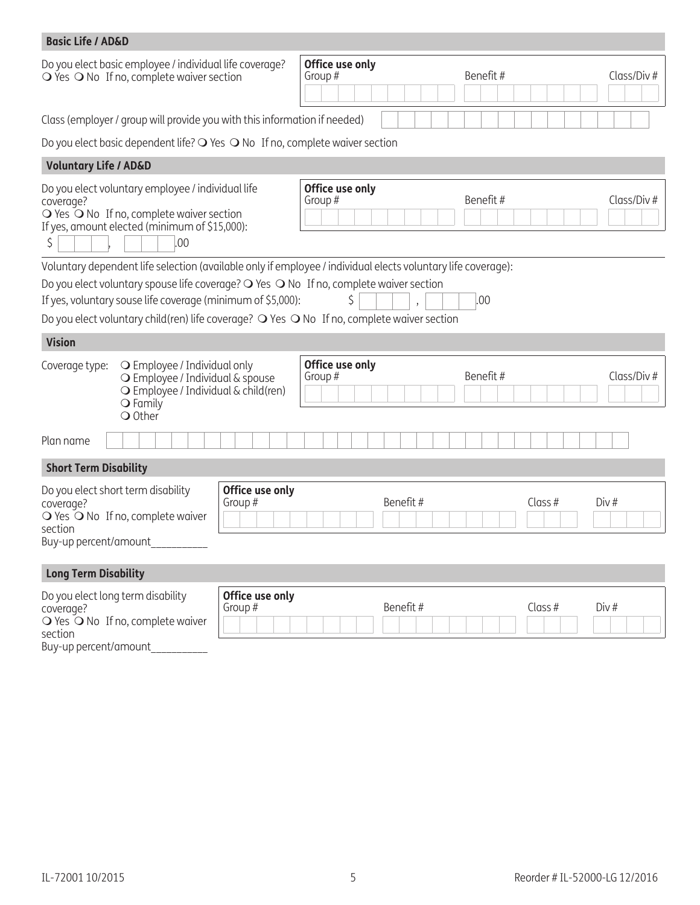## Basic Life / AD&D

Do you elect basic employee / individual life coverage? ❍ Yes ❍ No If no, complete waiver section

| Office use only | | |
|---|---|---|
| Group # | Benefit # | Class/Div # |
| | | |

Class (employer / group will provide you with this information if needed) \_\_\_\_\_\_\_\_\_\_

Do you elect basic dependent life? ❍ Yes ❍ No If no, complete waiver section

## Voluntary Life / AD&D

Do you elect voluntary employee / individual life coverage?
❍ Yes ❍ No If no, complete waiver section
If yes, amount elected (minimum of $15,000):
$ \_\_\_, \_\_\_.00

| Office use only | | |
|---|---|---|
| Group # | Benefit # | Class/Div # |
| | | |

Voluntary dependent life selection (available only if employee / individual elects voluntary life coverage):

Do you elect voluntary spouse life coverage? ❍ Yes ❍ No If no, complete waiver section

If yes, voluntary souse life coverage (minimum of $5,000): $ \_\_\_, \_\_\_.00

Do you elect voluntary child(ren) life coverage? ❍ Yes ❍ No If no, complete waiver section

## Vision

Coverage type:
- ❍ Employee / Individual only
- ❍ Employee / Individual & spouse
- ❍ Employee / Individual & child(ren)
- ❍ Family
- ❍ Other

| Office use only | | |
|---|---|---|
| Group # | Benefit # | Class/Div # |
| | | |

Plan name \_\_\_\_\_\_\_\_\_\_

## Short Term Disability

Do you elect short term disability coverage?
❍ Yes ❍ No If no, complete waiver section
Buy-up percent/amount\_\_\_\_\_\_\_\_\_\_

| Office use only | | | |
|---|---|---|---|
| Group # | Benefit # | Class # | Div # |
| | | | |

## Long Term Disability

Do you elect long term disability coverage?
❍ Yes ❍ No If no, complete waiver section
Buy-up percent/amount\_\_\_\_\_\_\_\_\_\_

| Office use only | | | |
|---|---|---|---|
| Group # | Benefit # | Class # | Div # |
| | | | |

IL-72001 10/2015

Reorder # IL-52000-LG 12/2016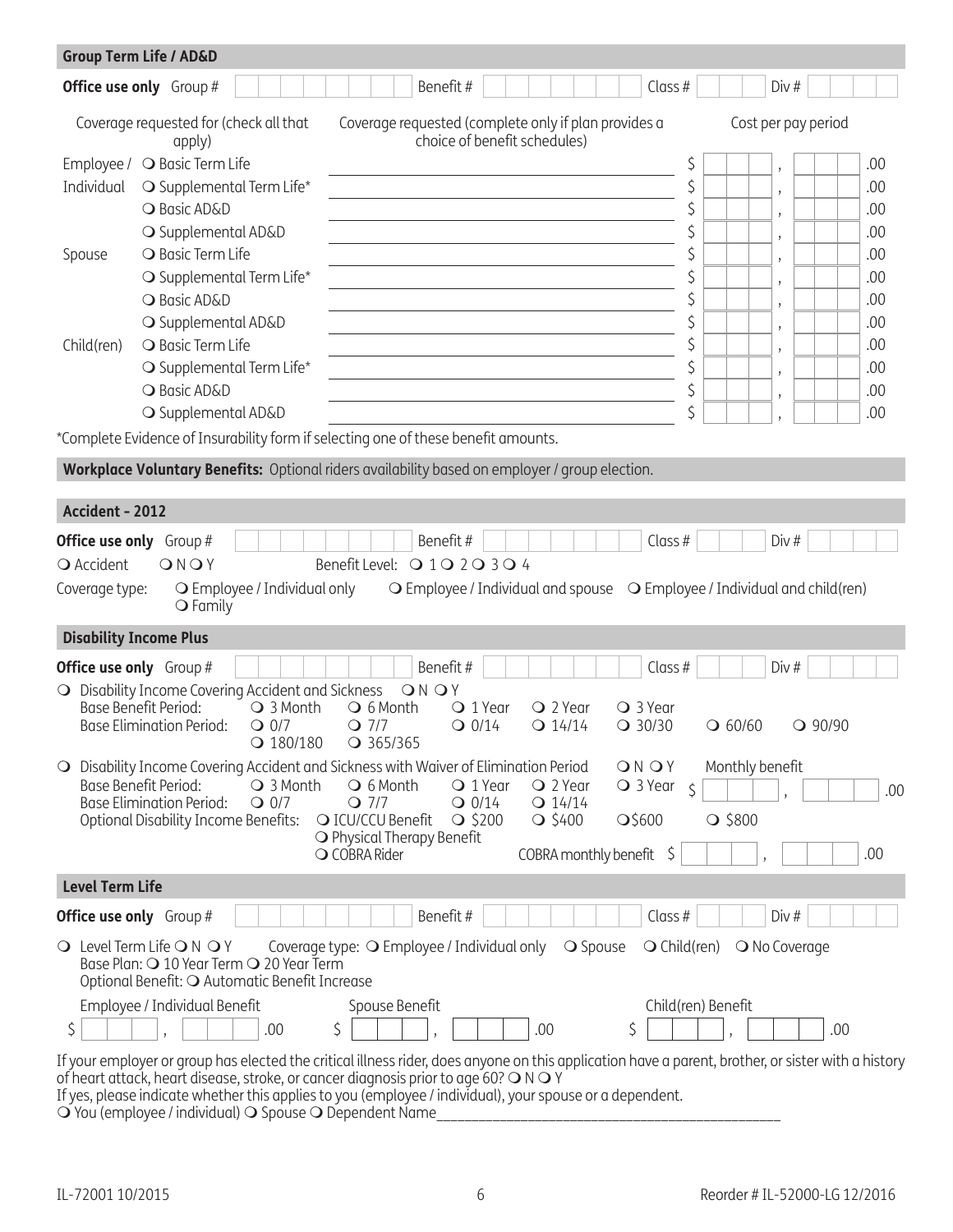## Group Term Life / AD&D

**Office use only** Group # Benefit # Class # Div #

| | Coverage requested for (check all that apply) | Coverage requested (complete only if plan provides a choice of benefit schedules) | Cost per pay period |
|---|---|---|---|
| Employee / Individual | ❍ Basic Term Life | | $ , .00 |
| | ❍ Supplemental Term Life* | | $ , .00 |
| | ❍ Basic AD&D | | $ , .00 |
| | ❍ Supplemental AD&D | | $ , .00 |
| Spouse | ❍ Basic Term Life | | $ , .00 |
| | ❍ Supplemental Term Life* | | $ , .00 |
| | ❍ Basic AD&D | | $ , .00 |
| | ❍ Supplemental AD&D | | $ , .00 |
| Child(ren) | ❍ Basic Term Life | | $ , .00 |
| | ❍ Supplemental Term Life* | | $ , .00 |
| | ❍ Basic AD&D | | $ , .00 |
| | ❍ Supplemental AD&D | | $ , .00 |

*Complete Evidence of Insurability form if selecting one of these benefit amounts.

**Workplace Voluntary Benefits:** Optional riders availability based on employer / group election.

## Accident - 2012

**Office use only** Group # Benefit # Class # Div #

❍ Accident ❍ N ❍ Y Benefit Level: ❍ 1 ❍ 2 ❍ 3 ❍ 4

Coverage type: ❍ Employee / Individual only ❍ Employee / Individual and spouse ❍ Employee / Individual and child(ren) ❍ Family

## Disability Income Plus

**Office use only** Group # Benefit # Class # Div #

❍ Disability Income Covering Accident and Sickness ❍ N ❍ Y

Base Benefit Period: ❍ 3 Month ❍ 6 Month ❍ 1 Year ❍ 2 Year ❍ 3 Year

Base Elimination Period: ❍ 0/7 ❍ 7/7 ❍ 0/14 ❍ 14/14 ❍ 30/30 ❍ 60/60 ❍ 90/90 ❍ 180/180 ❍ 365/365

❍ Disability Income Covering Accident and Sickness with Waiver of Elimination Period ❍ N ❍ Y Monthly benefit $ , .00

Base Benefit Period: ❍ 3 Month ❍ 6 Month ❍ 1 Year ❍ 2 Year ❍ 3 Year

Base Elimination Period: ❍ 0/7 ❍ 7/7 ❍ 0/14 ❍ 14/14

Optional Disability Income Benefits: ❍ ICU/CCU Benefit ❍ $200 ❍ $400 ❍ $600 ❍ $800 ❍ Physical Therapy Benefit ❍ COBRA Rider COBRA monthly benefit $ , .00

## Level Term Life

**Office use only** Group # Benefit # Class # Div #

❍ Level Term Life ❍ N ❍ Y Coverage type: ❍ Employee / Individual only ❍ Spouse ❍ Child(ren) ❍ No Coverage

Base Plan: ❍ 10 Year Term ❍ 20 Year Term

Optional Benefit: ❍ Automatic Benefit Increase

| Employee / Individual Benefit | Spouse Benefit | Child(ren) Benefit |
|---|---|---|
| $ , .00 | $ , .00 | $ , .00 |

If your employer or group has elected the critical illness rider, does anyone on this application have a parent, brother, or sister with a history of heart attack, heart disease, stroke, or cancer diagnosis prior to age 60? ❍ N ❍ Y

If yes, please indicate whether this applies to you (employee / individual), your spouse or a dependent.

❍ You (employee / individual) ❍ Spouse ❍ Dependent Name_______________________________________________

IL-72001 10/2015 Reorder # IL-52000-LG 12/2016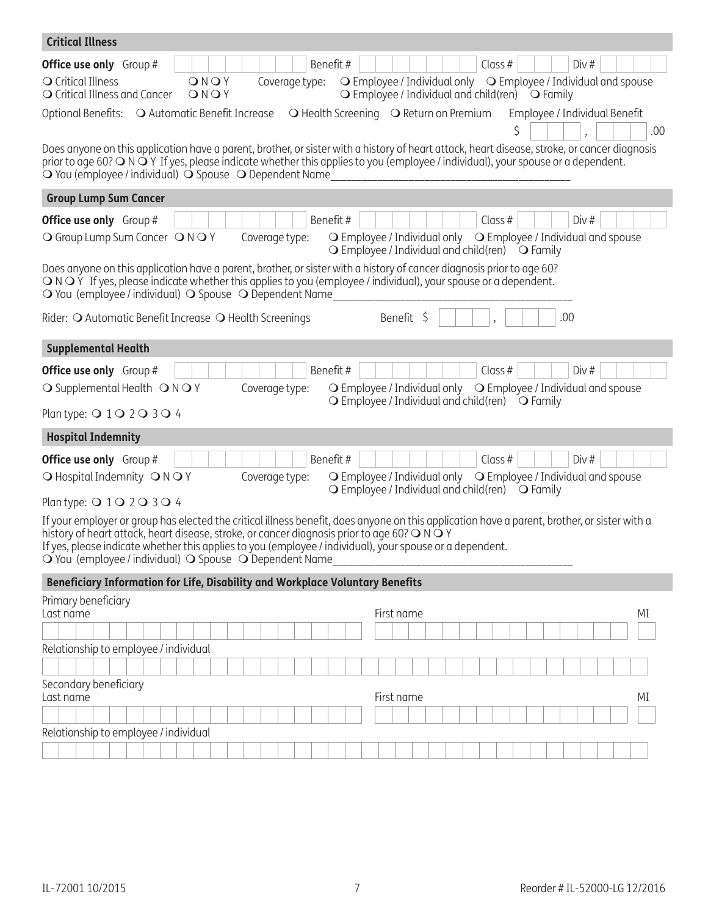## Critical Illness

**Office use only** Group # ____ Benefit # ____ Class # ____ Div # ____

❍ Critical Illness ❍ N ❍ Y
❍ Critical Illness and Cancer ❍ N ❍ Y

Coverage type: ❍ Employee / Individual only ❍ Employee / Individual and spouse ❍ Employee / Individual and child(ren) ❍ Family

Optional Benefits: ❍ Automatic Benefit Increase ❍ Health Screening ❍ Return on Premium

Employee / Individual Benefit $ ____ , ____ .00

Does anyone on this application have a parent, brother, or sister with a history of heart attack, heart disease, stroke, or cancer diagnosis prior to age 60? ❍ N ❍ Y If yes, please indicate whether this applies to you (employee / individual), your spouse or a dependent.
❍ You (employee / individual) ❍ Spouse ❍ Dependent Name________________________________________

## Group Lump Sum Cancer

**Office use only** Group # ____ Benefit # ____ Class # ____ Div # ____

❍ Group Lump Sum Cancer ❍ N ❍ Y

Coverage type: ❍ Employee / Individual only ❍ Employee / Individual and spouse ❍ Employee / Individual and child(ren) ❍ Family

Does anyone on this application have a parent, brother, or sister with a history of cancer diagnosis prior to age 60?
❍ N ❍ Y If yes, please indicate whether this applies to you (employee / individual), your spouse or a dependent.
❍ You (employee / individual) ❍ Spouse ❍ Dependent Name________________________________________

Rider: ❍ Automatic Benefit Increase ❍ Health Screenings

Benefit $ ____ , ____ .00

## Supplemental Health

**Office use only** Group # ____ Benefit # ____ Class # ____ Div # ____

❍ Supplemental Health ❍ N ❍ Y

Coverage type: ❍ Employee / Individual only ❍ Employee / Individual and spouse ❍ Employee / Individual and child(ren) ❍ Family

Plan type: ❍ 1 ❍ 2 ❍ 3 ❍ 4

## Hospital Indemnity

**Office use only** Group # ____ Benefit # ____ Class # ____ Div # ____

❍ Hospital Indemnity ❍ N ❍ Y

Coverage type: ❍ Employee / Individual only ❍ Employee / Individual and spouse ❍ Employee / Individual and child(ren) ❍ Family

Plan type: ❍ 1 ❍ 2 ❍ 3 ❍ 4

If your employer or group has elected the critical illness benefit, does anyone on this application have a parent, brother, or sister with a history of heart attack, heart disease, stroke, or cancer diagnosis prior to age 60? ❍ N ❍ Y
If yes, please indicate whether this applies to you (employee / individual), your spouse or a dependent.
❍ You (employee / individual) ❍ Spouse ❍ Dependent Name________________________________________

## Beneficiary Information for Life, Disability and Workplace Voluntary Benefits

Primary beneficiary

| Last name | First name | MI |
|---|---|---|
| | | |

Relationship to employee / individual ________________________________________

Secondary beneficiary

| Last name | First name | MI |
|---|---|---|
| | | |

Relationship to employee / individual ________________________________________

IL-72001 10/2015

Reorder # IL-52000-LG 12/2016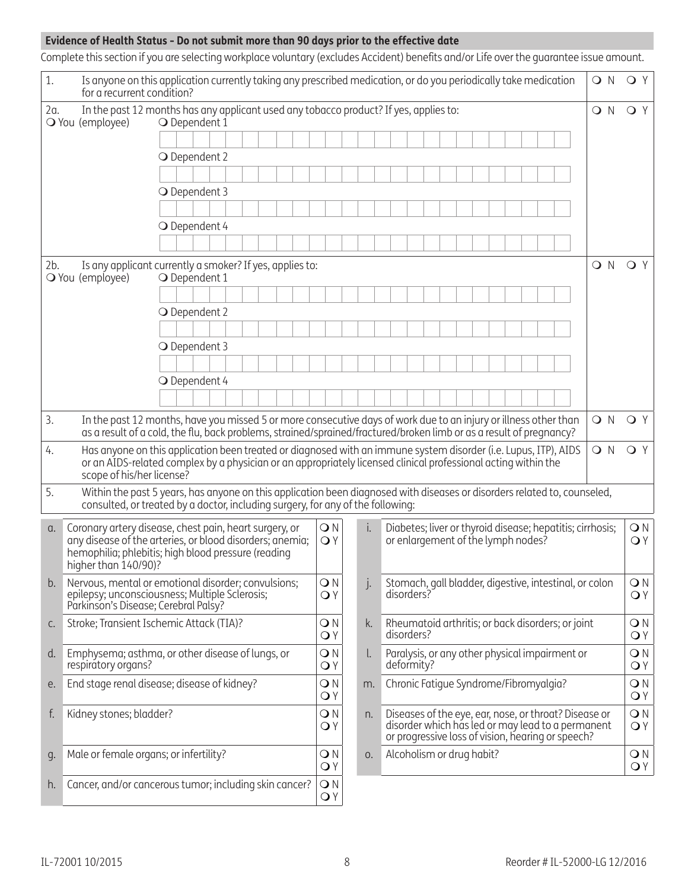## Evidence of Health Status - Do not submit more than 90 days prior to the effective date

Complete this section if you are selecting workplace voluntary (excludes Accident) benefits and/or Life over the guarantee issue amount.

| | | |
|---|---|---|
| 1. | Is anyone on this application currently taking any prescribed medication, or do you periodically take medication for a recurrent condition? | ○ N ○ Y |
| 2a. | In the past 12 months has any applicant used any tobacco product? If yes, applies to:<br>○ You (employee) ○ Dependent 1 ____<br>○ Dependent 2 ____<br>○ Dependent 3 ____<br>○ Dependent 4 ____ | ○ N ○ Y |
| 2b. | Is any applicant currently a smoker? If yes, applies to:<br>○ You (employee) ○ Dependent 1 ____<br>○ Dependent 2 ____<br>○ Dependent 3 ____<br>○ Dependent 4 ____ | ○ N ○ Y |
| 3. | In the past 12 months, have you missed 5 or more consecutive days of work due to an injury or illness other than as a result of a cold, the flu, back problems, strained/sprained/fractured/broken limb or as a result of pregnancy? | ○ N ○ Y |
| 4. | Has anyone on this application been treated or diagnosed with an immune system disorder (i.e. Lupus, ITP), AIDS or an AIDS-related complex by a physician or an appropriately licensed clinical professional acting within the scope of his/her license? | ○ N ○ Y |
| 5. | Within the past 5 years, has anyone on this application been diagnosed with diseases or disorders related to, counseled, consulted, or treated by a doctor, including surgery, for any of the following: | |

| | | | | | |
|---|---|---|---|---|---|
| a. | Coronary artery disease, chest pain, heart surgery, or any disease of the arteries, or blood disorders; anemia; hemophilia; phlebitis; high blood pressure (reading higher than 140/90)? | ○ N ○ Y | i. | Diabetes; liver or thyroid disease; hepatitis; cirrhosis; or enlargement of the lymph nodes? | ○ N ○ Y |
| b. | Nervous, mental or emotional disorder; convulsions; epilepsy; unconsciousness; Multiple Sclerosis; Parkinson's Disease; Cerebral Palsy? | ○ N ○ Y | j. | Stomach, gall bladder, digestive, intestinal, or colon disorders? | ○ N ○ Y |
| c. | Stroke; Transient Ischemic Attack (TIA)? | ○ N ○ Y | k. | Rheumatoid arthritis; or back disorders; or joint disorders? | ○ N ○ Y |
| d. | Emphysema; asthma, or other disease of lungs, or respiratory organs? | ○ N ○ Y | l. | Paralysis, or any other physical impairment or deformity? | ○ N ○ Y |
| e. | End stage renal disease; disease of kidney? | ○ N ○ Y | m. | Chronic Fatigue Syndrome/Fibromyalgia? | ○ N ○ Y |
| f. | Kidney stones; bladder? | ○ N ○ Y | n. | Diseases of the eye, ear, nose, or throat? Disease or disorder which has led or may lead to a permanent or progressive loss of vision, hearing or speech? | ○ N ○ Y |
| g. | Male or female organs; or infertility? | ○ N ○ Y | o. | Alcoholism or drug habit? | ○ N ○ Y |
| h. | Cancer, and/or cancerous tumor; including skin cancer? | ○ N ○ Y | | | |

IL-72001 10/2015 Reorder # IL-52000-LG 12/2016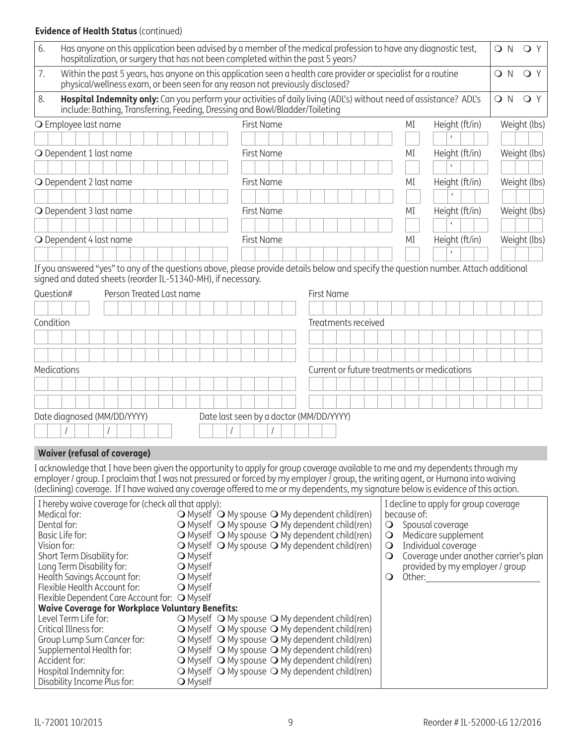**Evidence of Health Status** (continued)

| | | |
|---|---|---|
| 6. | Has anyone on this application been advised by a member of the medical profession to have any diagnostic test, hospitalization, or surgery that has not been completed within the past 5 years? | ❍ N ❍ Y |
| 7. | Within the past 5 years, has anyone on this application seen a health care provider or specialist for a routine physical/wellness exam, or been seen for any reason not previously disclosed? | ❍ N ❍ Y |
| 8. | **Hospital Indemnity only:** Can you perform your activities of daily living (ADL's) without need of assistance? ADL's include: Bathing, Transferring, Feeding, Dressing and Bowl/Bladder/Toileting | ❍ N ❍ Y |

| | First Name | MI | Height (ft/in) | Weight (lbs) |
|---|---|---|---|---|
| ❍ Employee last name | | | ' | |
| ❍ Dependent 1 last name | | | ' | |
| ❍ Dependent 2 last name | | | ' | |
| ❍ Dependent 3 last name | | | ' | |
| ❍ Dependent 4 last name | | | ' | |

If you answered "yes" to any of the questions above, please provide details below and specify the question number. Attach additional signed and dated sheets (reorder IL-51340-MH), if necessary.

Question# ______ Person Treated Last name ______ First Name ______

Condition ______ Treatments received ______

Medications ______ Current or future treatments or medications ______

Date diagnosed (MM/DD/YYYY) ___/___/_____ Date last seen by a doctor (MM/DD/YYYY) ___/___/_____

## Waiver (refusal of coverage)

I acknowledge that I have been given the opportunity to apply for group coverage available to me and my dependents through my employer / group. I proclaim that I was not pressured or forced by my employer / group, the writing agent, or Humana into waiving (declining) coverage. If I have waived any coverage offered to me or my dependents, my signature below is evidence of this action.

I hereby waive coverage for (check all that apply):

| | |
|---|---|
| Medical for: | ❍ Myself ❍ My spouse ❍ My dependent child(ren) |
| Dental for: | ❍ Myself ❍ My spouse ❍ My dependent child(ren) |
| Basic Life for: | ❍ Myself ❍ My spouse ❍ My dependent child(ren) |
| Vision for: | ❍ Myself ❍ My spouse ❍ My dependent child(ren) |
| Short Term Disability for: | ❍ Myself |
| Long Term Disability for: | ❍ Myself |
| Health Savings Account for: | ❍ Myself |
| Flexible Health Account for: | ❍ Myself |
| Flexible Dependent Care Account for: | ❍ Myself |
| **Waive Coverage for Workplace Voluntary Benefits:** | |
| Level Term Life for: | ❍ Myself ❍ My spouse ❍ My dependent child(ren) |
| Critical Illness for: | ❍ Myself ❍ My spouse ❍ My dependent child(ren) |
| Group Lump Sum Cancer for: | ❍ Myself ❍ My spouse ❍ My dependent child(ren) |
| Supplemental Health for: | ❍ Myself ❍ My spouse ❍ My dependent child(ren) |
| Accident for: | ❍ Myself ❍ My spouse ❍ My dependent child(ren) |
| Hospital Indemnity for: | ❍ Myself ❍ My spouse ❍ My dependent child(ren) |
| Disability Income Plus for: | ❍ Myself |

I decline to apply for group coverage because of:

- ❍ Spousal coverage
- ❍ Medicare supplement
- ❍ Individual coverage
- ❍ Coverage under another carrier's plan provided by my employer / group
- ❍ Other:________________________

IL-72001 10/2015 Reorder # IL-52000-LG 12/2016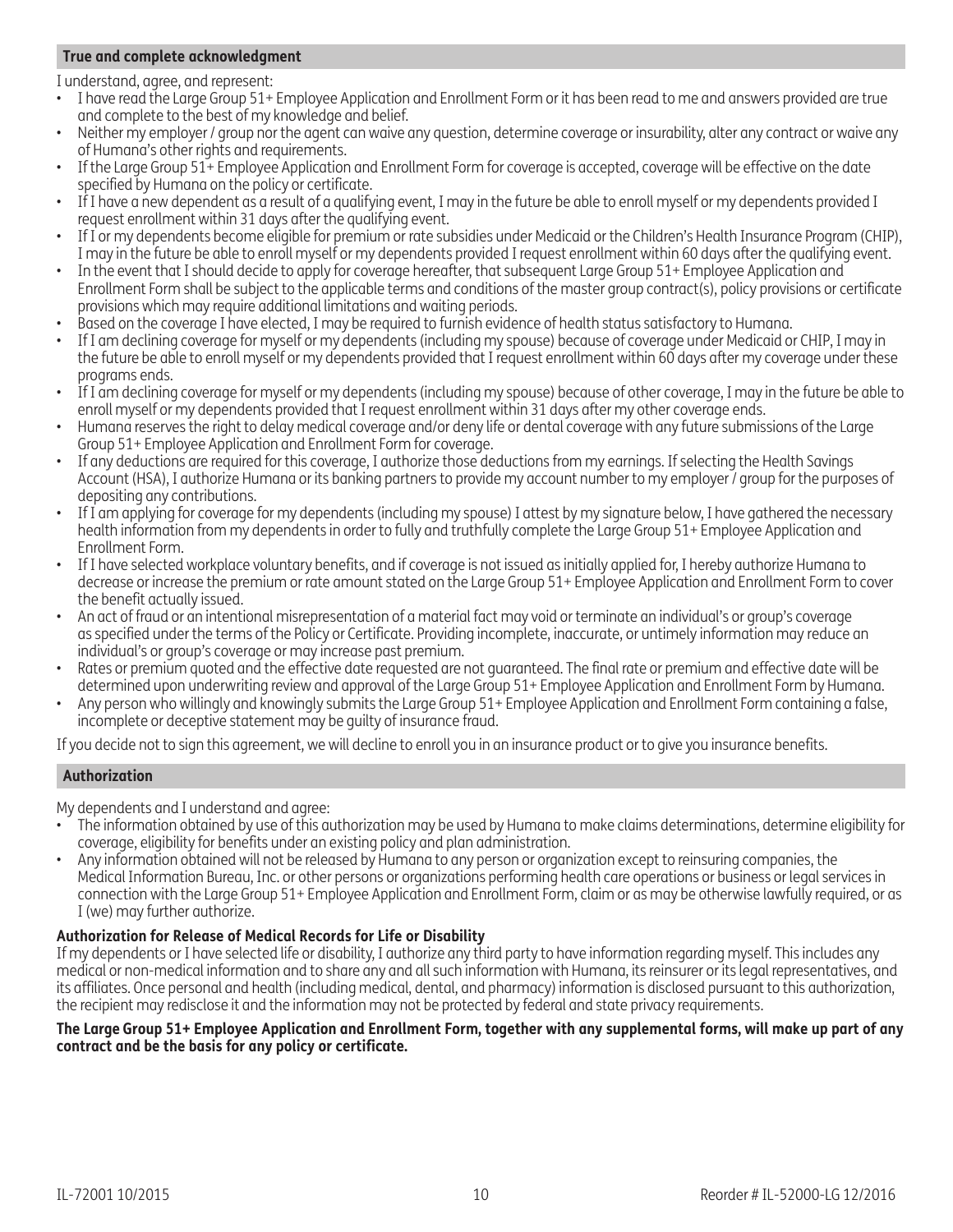## True and complete acknowledgment

I understand, agree, and represent:

- I have read the Large Group 51+ Employee Application and Enrollment Form or it has been read to me and answers provided are true and complete to the best of my knowledge and belief.
- Neither my employer / group nor the agent can waive any question, determine coverage or insurability, alter any contract or waive any of Humana's other rights and requirements.
- If the Large Group 51+ Employee Application and Enrollment Form for coverage is accepted, coverage will be effective on the date specified by Humana on the policy or certificate.
- If I have a new dependent as a result of a qualifying event, I may in the future be able to enroll myself or my dependents provided I request enrollment within 31 days after the qualifying event.
- If I or my dependents become eligible for premium or rate subsidies under Medicaid or the Children's Health Insurance Program (CHIP), I may in the future be able to enroll myself or my dependents provided I request enrollment within 60 days after the qualifying event.
- In the event that I should decide to apply for coverage hereafter, that subsequent Large Group 51+ Employee Application and Enrollment Form shall be subject to the applicable terms and conditions of the master group contract(s), policy provisions or certificate provisions which may require additional limitations and waiting periods.
- Based on the coverage I have elected, I may be required to furnish evidence of health status satisfactory to Humana.
- If I am declining coverage for myself or my dependents (including my spouse) because of coverage under Medicaid or CHIP, I may in the future be able to enroll myself or my dependents provided that I request enrollment within 60 days after my coverage under these programs ends.
- If I am declining coverage for myself or my dependents (including my spouse) because of other coverage, I may in the future be able to enroll myself or my dependents provided that I request enrollment within 31 days after my other coverage ends.
- Humana reserves the right to delay medical coverage and/or deny life or dental coverage with any future submissions of the Large Group 51+ Employee Application and Enrollment Form for coverage.
- If any deductions are required for this coverage, I authorize those deductions from my earnings. If selecting the Health Savings Account (HSA), I authorize Humana or its banking partners to provide my account number to my employer / group for the purposes of depositing any contributions.
- If I am applying for coverage for my dependents (including my spouse) I attest by my signature below, I have gathered the necessary health information from my dependents in order to fully and truthfully complete the Large Group 51+ Employee Application and Enrollment Form.
- If I have selected workplace voluntary benefits, and if coverage is not issued as initially applied for, I hereby authorize Humana to decrease or increase the premium or rate amount stated on the Large Group 51+ Employee Application and Enrollment Form to cover the benefit actually issued.
- An act of fraud or an intentional misrepresentation of a material fact may void or terminate an individual's or group's coverage as specified under the terms of the Policy or Certificate. Providing incomplete, inaccurate, or untimely information may reduce an individual's or group's coverage or may increase past premium.
- Rates or premium quoted and the effective date requested are not guaranteed. The final rate or premium and effective date will be determined upon underwriting review and approval of the Large Group 51+ Employee Application and Enrollment Form by Humana.
- Any person who willingly and knowingly submits the Large Group 51+ Employee Application and Enrollment Form containing a false, incomplete or deceptive statement may be guilty of insurance fraud.

If you decide not to sign this agreement, we will decline to enroll you in an insurance product or to give you insurance benefits.

## Authorization

My dependents and I understand and agree:

- The information obtained by use of this authorization may be used by Humana to make claims determinations, determine eligibility for coverage, eligibility for benefits under an existing policy and plan administration.
- Any information obtained will not be released by Humana to any person or organization except to reinsuring companies, the Medical Information Bureau, Inc. or other persons or organizations performing health care operations or business or legal services in connection with the Large Group 51+ Employee Application and Enrollment Form, claim or as may be otherwise lawfully required, or as I (we) may further authorize.

### Authorization for Release of Medical Records for Life or Disability

If my dependents or I have selected life or disability, I authorize any third party to have information regarding myself. This includes any medical or non-medical information and to share any and all such information with Humana, its reinsurer or its legal representatives, and its affiliates. Once personal and health (including medical, dental, and pharmacy) information is disclosed pursuant to this authorization, the recipient may redisclose it and the information may not be protected by federal and state privacy requirements.

**The Large Group 51+ Employee Application and Enrollment Form, together with any supplemental forms, will make up part of any contract and be the basis for any policy or certificate.**

IL-72001 10/2015 Reorder # IL-52000-LG 12/2016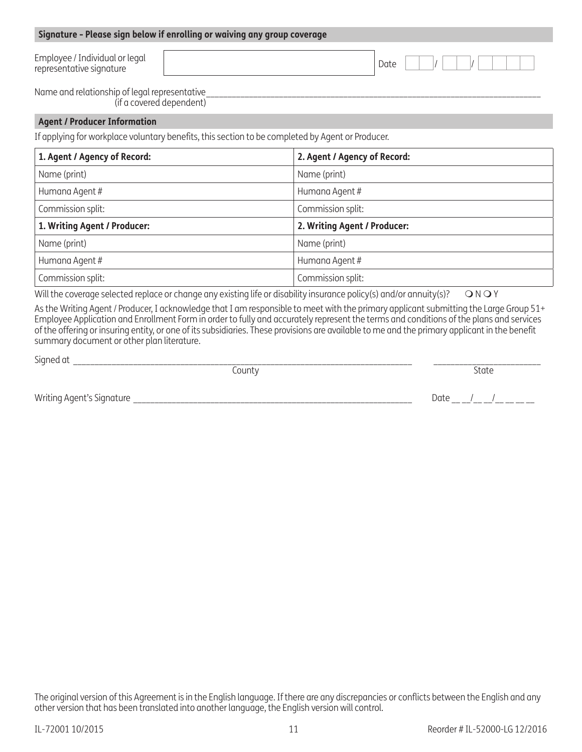## Signature - Please sign below if enrolling or waiving any group coverage

Employee / Individual or legal representative signature ______________________ Date __ __ / __ __ / __ __ __ __

Name and relationship of legal representative (if a covered dependent) ____________________________________________

## Agent / Producer Information

If applying for workplace voluntary benefits, this section to be completed by Agent or Producer.

| **1. Agent / Agency of Record:** | **2. Agent / Agency of Record:** |
|---|---|
| Name (print) | Name (print) |
| Humana Agent # | Humana Agent # |
| Commission split: | Commission split: |
| **1. Writing Agent / Producer:** | **2. Writing Agent / Producer:** |
| Name (print) | Name (print) |
| Humana Agent # | Humana Agent # |
| Commission split: | Commission split: |

Will the coverage selected replace or change any existing life or disability insurance policy(s) and/or annuity(s)? ❍ N ❍ Y

As the Writing Agent / Producer, I acknowledge that I am responsible to meet with the primary applicant submitting the Large Group 51+ Employee Application and Enrollment Form in order to fully and accurately represent the terms and conditions of the plans and services of the offering or insuring entity, or one of its subsidiaries. These provisions are available to me and the primary applicant in the benefit summary document or other plan literature.

Signed at ____________________________________________ (County) ______________________ (State)

Writing Agent's Signature ____________________________________________ Date __ __/__ __/__ __ __ __

The original version of this Agreement is in the English language. If there are any discrepancies or conflicts between the English and any other version that has been translated into another language, the English version will control.

IL-72001 10/2015 Reorder # IL-52000-LG 12/2016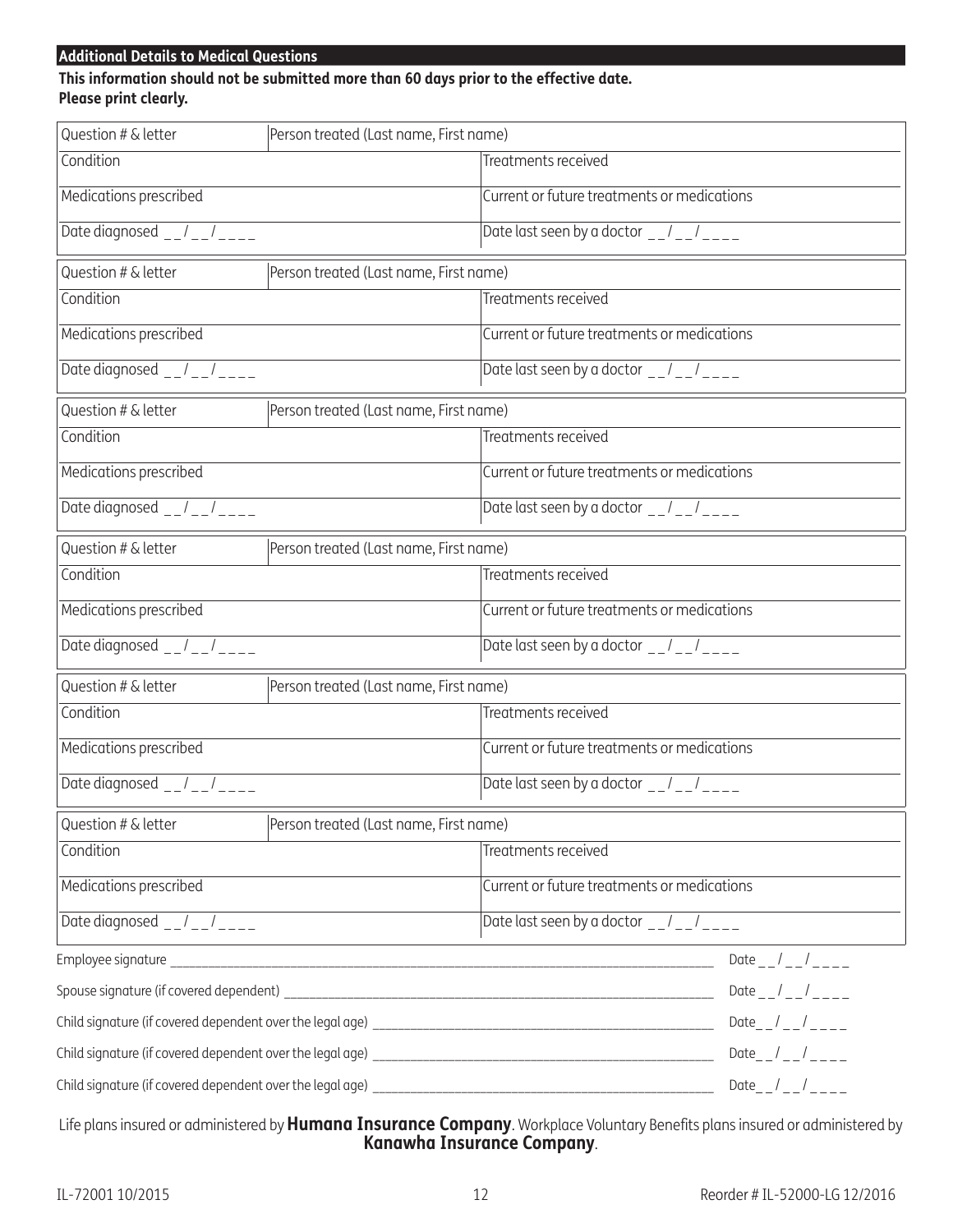## Additional Details to Medical Questions

**This information should not be submitted more than 60 days prior to the effective date.**
**Please print clearly.**

| Question # & letter | Person treated (Last name, First name) |
|---|---|
| Condition | Treatments received |
| Medications prescribed | Current or future treatments or medications |
| Date diagnosed __/__/____ | Date last seen by a doctor __/__/____ |

| Question # & letter | Person treated (Last name, First name) |
|---|---|
| Condition | Treatments received |
| Medications prescribed | Current or future treatments or medications |
| Date diagnosed __/__/____ | Date last seen by a doctor __/__/____ |

| Question # & letter | Person treated (Last name, First name) |
|---|---|
| Condition | Treatments received |
| Medications prescribed | Current or future treatments or medications |
| Date diagnosed __/__/____ | Date last seen by a doctor __/__/____ |

| Question # & letter | Person treated (Last name, First name) |
|---|---|
| Condition | Treatments received |
| Medications prescribed | Current or future treatments or medications |
| Date diagnosed __/__/____ | Date last seen by a doctor __/__/____ |

| Question # & letter | Person treated (Last name, First name) |
|---|---|
| Condition | Treatments received |
| Medications prescribed | Current or future treatments or medications |
| Date diagnosed __/__/____ | Date last seen by a doctor __/__/____ |

| Question # & letter | Person treated (Last name, First name) |
|---|---|
| Condition | Treatments received |
| Medications prescribed | Current or future treatments or medications |
| Date diagnosed __/__/____ | Date last seen by a doctor __/__/____ |

Employee signature ______________________________ Date __/__/____

Spouse signature (if covered dependent) ______________________________ Date __/__/____

Child signature (if covered dependent over the legal age) ______________________________ Date__/__/____

Child signature (if covered dependent over the legal age) ______________________________ Date__/__/____

Child signature (if covered dependent over the legal age) ______________________________ Date__/__/____

Life plans insured or administered by **Humana Insurance Company**. Workplace Voluntary Benefits plans insured or administered by **Kanawha Insurance Company**.

IL-72001 10/2015 Reorder # IL-52000-LG 12/2016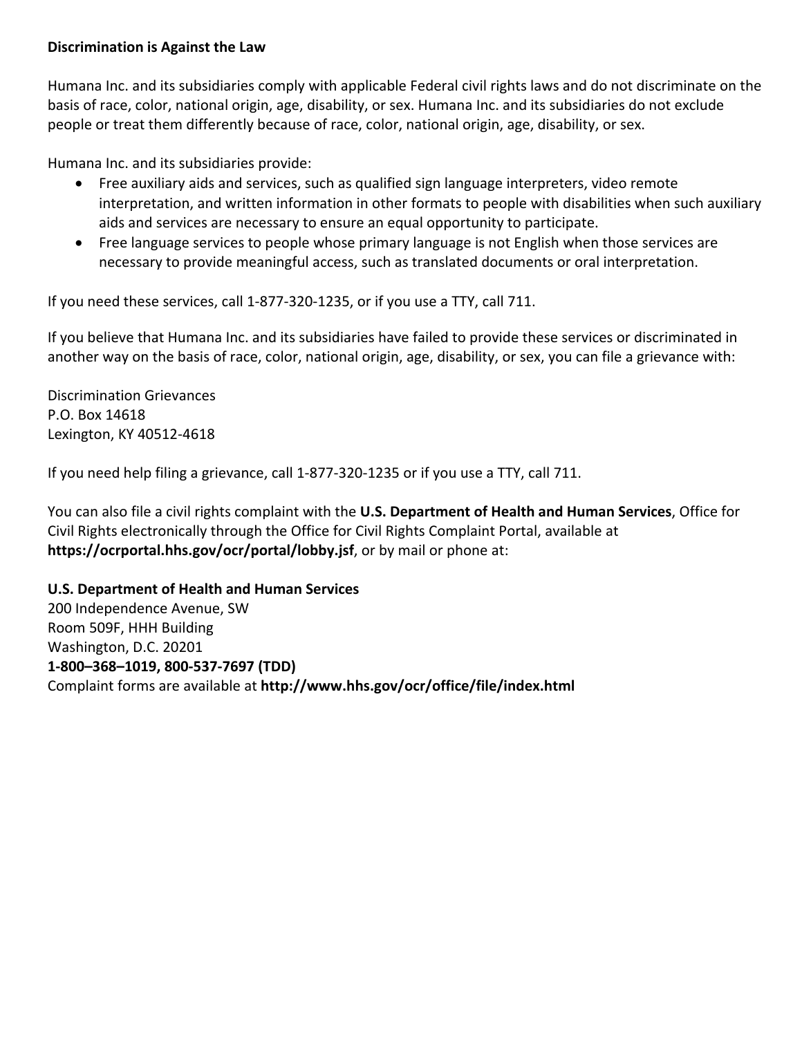**Discrimination is Against the Law**

Humana Inc. and its subsidiaries comply with applicable Federal civil rights laws and do not discriminate on the basis of race, color, national origin, age, disability, or sex. Humana Inc. and its subsidiaries do not exclude people or treat them differently because of race, color, national origin, age, disability, or sex.

Humana Inc. and its subsidiaries provide:

- Free auxiliary aids and services, such as qualified sign language interpreters, video remote interpretation, and written information in other formats to people with disabilities when such auxiliary aids and services are necessary to ensure an equal opportunity to participate.
- Free language services to people whose primary language is not English when those services are necessary to provide meaningful access, such as translated documents or oral interpretation.

If you need these services, call 1-877-320-1235, or if you use a TTY, call 711.

If you believe that Humana Inc. and its subsidiaries have failed to provide these services or discriminated in another way on the basis of race, color, national origin, age, disability, or sex, you can file a grievance with:

Discrimination Grievances
P.O. Box 14618
Lexington, KY 40512-4618

If you need help filing a grievance, call 1-877-320-1235 or if you use a TTY, call 711.

You can also file a civil rights complaint with the **U.S. Department of Health and Human Services**, Office for Civil Rights electronically through the Office for Civil Rights Complaint Portal, available at **https://ocrportal.hhs.gov/ocr/portal/lobby.jsf**, or by mail or phone at:

**U.S. Department of Health and Human Services**
200 Independence Avenue, SW
Room 509F, HHH Building
Washington, D.C. 20201
**1-800–368–1019, 800-537-7697 (TDD)**
Complaint forms are available at **http://www.hhs.gov/ocr/office/file/index.html**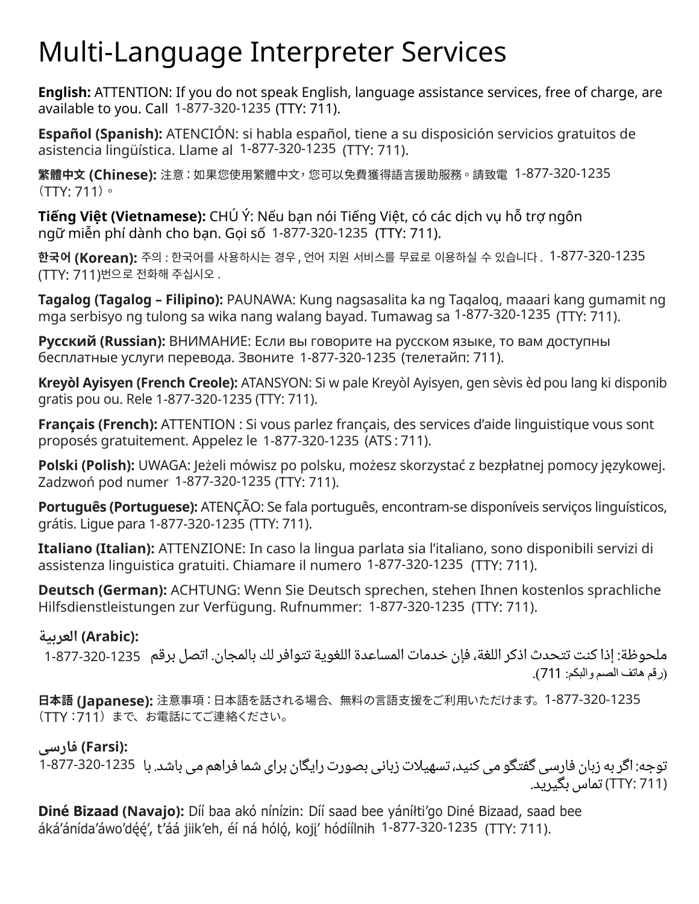# Multi-Language Interpreter Services

**English:** ATTENTION: If you do not speak English, language assistance services, free of charge, are available to you. Call 1-877-320-1235 (TTY: 711).

**Español (Spanish):** ATENCIÓN: si habla español, tiene a su disposición servicios gratuitos de asistencia lingüística. Llame al 1-877-320-1235 (TTY: 711).

**繁體中文 (Chinese):** 注意：如果您使用繁體中文，您可以免費獲得語言援助服務。請致電 1-877-320-1235（TTY: 711）。

**Tiếng Việt (Vietnamese):** CHÚ Ý: Nếu bạn nói Tiếng Việt, có các dịch vụ hỗ trợ ngôn ngữ miễn phí dành cho bạn. Gọi số 1-877-320-1235 (TTY: 711).

**한국어 (Korean):** 주의 : 한국어를 사용하시는 경우, 언어 지원 서비스를 무료로 이용하실 수 있습니다. 1-877-320-1235 (TTY: 711)번으로 전화해 주십시오.

**Tagalog (Tagalog – Filipino):** PAUNAWA: Kung nagsasalita ka ng Tagalog, maaari kang gumamit ng mga serbisyo ng tulong sa wika nang walang bayad. Tumawag sa 1-877-320-1235 (TTY: 711).

**Русский (Russian):** ВНИМАНИЕ: Если вы говорите на русском языке, то вам доступны бесплатные услуги перевода. Звоните 1-877-320-1235 (телетайп: 711).

**Kreyòl Ayisyen (French Creole):** ATANSYON: Si w pale Kreyòl Ayisyen, gen sèvis èd pou lang ki disponib gratis pou ou. Rele 1-877-320-1235 (TTY: 711).

**Français (French):** ATTENTION : Si vous parlez français, des services d'aide linguistique vous sont proposés gratuitement. Appelez le 1-877-320-1235 (ATS : 711).

**Polski (Polish):** UWAGA: Jeżeli mówisz po polsku, możesz skorzystać z bezpłatnej pomocy językowej. Zadzwoń pod numer 1-877-320-1235 (TTY: 711).

**Português (Portuguese):** ATENÇÃO: Se fala português, encontram-se disponíveis serviços linguísticos, grátis. Ligue para 1-877-320-1235 (TTY: 711).

**Italiano (Italian):** ATTENZIONE: In caso la lingua parlata sia l'italiano, sono disponibili servizi di assistenza linguistica gratuiti. Chiamare il numero 1-877-320-1235 (TTY: 711).

**Deutsch (German):** ACHTUNG: Wenn Sie Deutsch sprechen, stehen Ihnen kostenlos sprachliche Hilfsdienstleistungen zur Verfügung. Rufnummer: 1-877-320-1235 (TTY: 711).

**العربية (Arabic):**

ملحوظة: إذا كنت تتحدث اذكر اللغة، فإن خدمات المساعدة اللغوية تتوافر لك بالمجان. اتصل برقم 1-877-320-1235 (رقم هاتف الصم والبكم: 711).

**日本語 (Japanese):** 注意事項：日本語を話される場合、無料の言語支援をご利用いただけます。1-877-320-1235（TTY：711）まで、お電話にてご連絡ください。

**فارسی (Farsi):**

توجه: اگر به زبان فارسی گفتگو می کنید، تسهیلات زبانی بصورت رایگان برای شما فراهم می باشد. با 1-877-320-1235 (TTY: 711) تماس بگیرید.

**Diné Bizaad (Navajo):** Díí baa akó nínízin: Díí saad bee yáníłti'go Diné Bizaad, saad bee áká'ánída'áwo'dę́ę́', t'áá jiik'eh, éí ná hólǫ́, kojį' hódíílnih 1-877-320-1235 (TTY: 711).